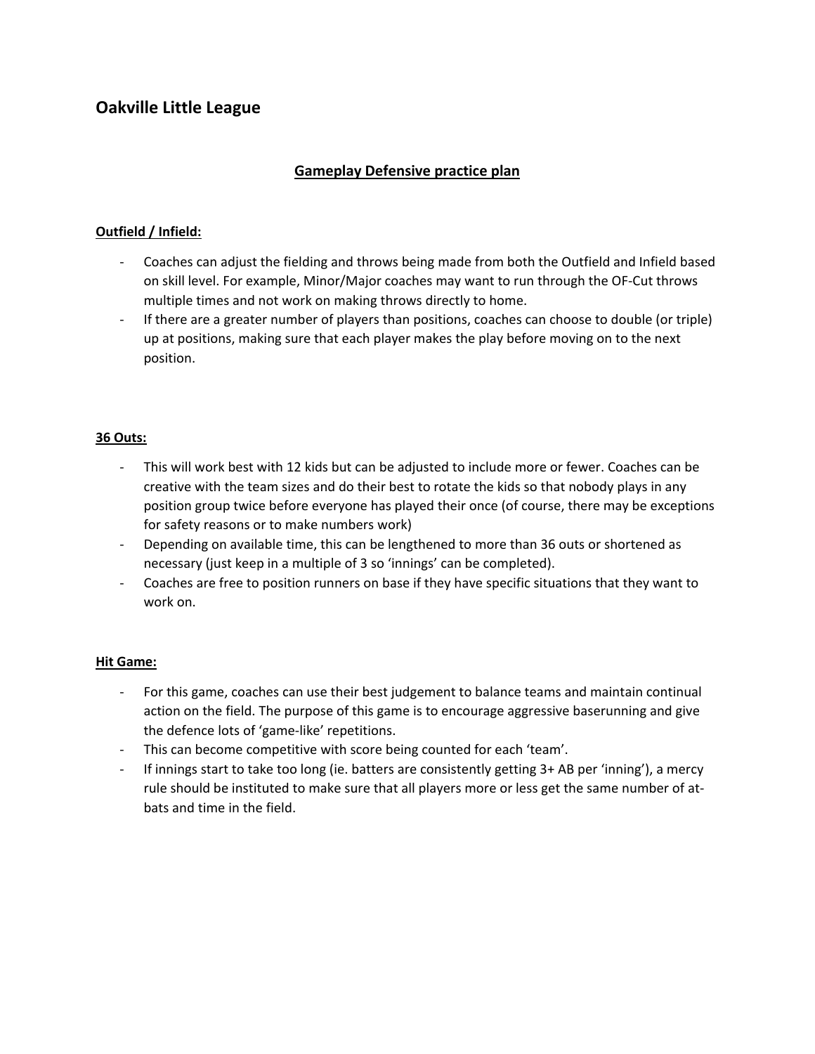## Oakville Little League

### Gameplay Defensive practice plan

**Outfield / Infield:**

- Coaches can adjust the fielding and throws being made from both the Outfield and Infield based on skill level. For example, Minor/Major coaches may want to run through the OF-Cut throws multiple times and not work on making throws directly to home.
- If there are a greater number of players than positions, coaches can choose to double (or triple) up at positions, making sure that each player makes the play before moving on to the next position.

**36 Outs:**

- This will work best with 12 kids but can be adjusted to include more or fewer. Coaches can be creative with the team sizes and do their best to rotate the kids so that nobody plays in any position group twice before everyone has played their once (of course, there may be exceptions for safety reasons or to make numbers work)
- Depending on available time, this can be lengthened to more than 36 outs or shortened as necessary (just keep in a multiple of 3 so 'innings' can be completed).
- Coaches are free to position runners on base if they have specific situations that they want to work on.

**Hit Game:**

- For this game, coaches can use their best judgement to balance teams and maintain continual action on the field. The purpose of this game is to encourage aggressive baserunning and give the defence lots of 'game-like' repetitions.
- This can become competitive with score being counted for each 'team'.
- If innings start to take too long (ie. batters are consistently getting 3+ AB per 'inning'), a mercy rule should be instituted to make sure that all players more or less get the same number of at-bats and time in the field.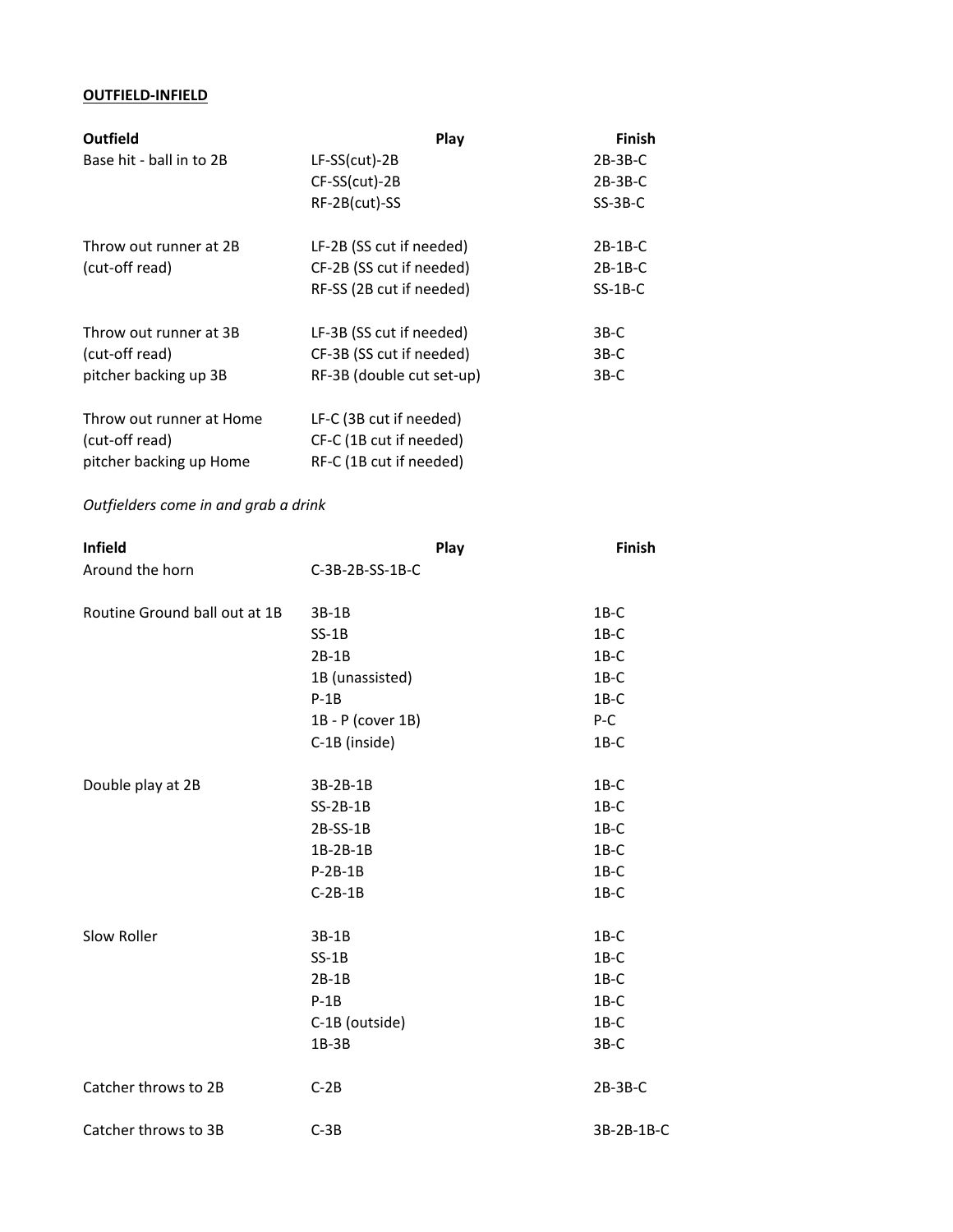**OUTFIELD-INFIELD**

| Outfield | Play | Finish |
|---|---|---|
| Base hit - ball in to 2B | LF-SS(cut)-2B | 2B-3B-C |
| | CF-SS(cut)-2B | 2B-3B-C |
| | RF-2B(cut)-SS | SS-3B-C |
| | | |
| Throw out runner at 2B | LF-2B (SS cut if needed) | 2B-1B-C |
| (cut-off read) | CF-2B (SS cut if needed) | 2B-1B-C |
| | RF-SS (2B cut if needed) | SS-1B-C |
| | | |
| Throw out runner at 3B | LF-3B (SS cut if needed) | 3B-C |
| (cut-off read) | CF-3B (SS cut if needed) | 3B-C |
| pitcher backing up 3B | RF-3B (double cut set-up) | 3B-C |
| | | |
| Throw out runner at Home | LF-C (3B cut if needed) | |
| (cut-off read) | CF-C (1B cut if needed) | |
| pitcher backing up Home | RF-C (1B cut if needed) | |

*Outfielders come in and grab a drink*

| Infield | Play | Finish |
|---|---|---|
| Around the horn | C-3B-2B-SS-1B-C | |
| | | |
| Routine Ground ball out at 1B | 3B-1B | 1B-C |
| | SS-1B | 1B-C |
| | 2B-1B | 1B-C |
| | 1B (unassisted) | 1B-C |
| | P-1B | 1B-C |
| | 1B - P (cover 1B) | P-C |
| | C-1B (inside) | 1B-C |
| | | |
| Double play at 2B | 3B-2B-1B | 1B-C |
| | SS-2B-1B | 1B-C |
| | 2B-SS-1B | 1B-C |
| | 1B-2B-1B | 1B-C |
| | P-2B-1B | 1B-C |
| | C-2B-1B | 1B-C |
| | | |
| Slow Roller | 3B-1B | 1B-C |
| | SS-1B | 1B-C |
| | 2B-1B | 1B-C |
| | P-1B | 1B-C |
| | C-1B (outside) | 1B-C |
| | 1B-3B | 3B-C |
| | | |
| Catcher throws to 2B | C-2B | 2B-3B-C |
| | | |
| Catcher throws to 3B | C-3B | 3B-2B-1B-C |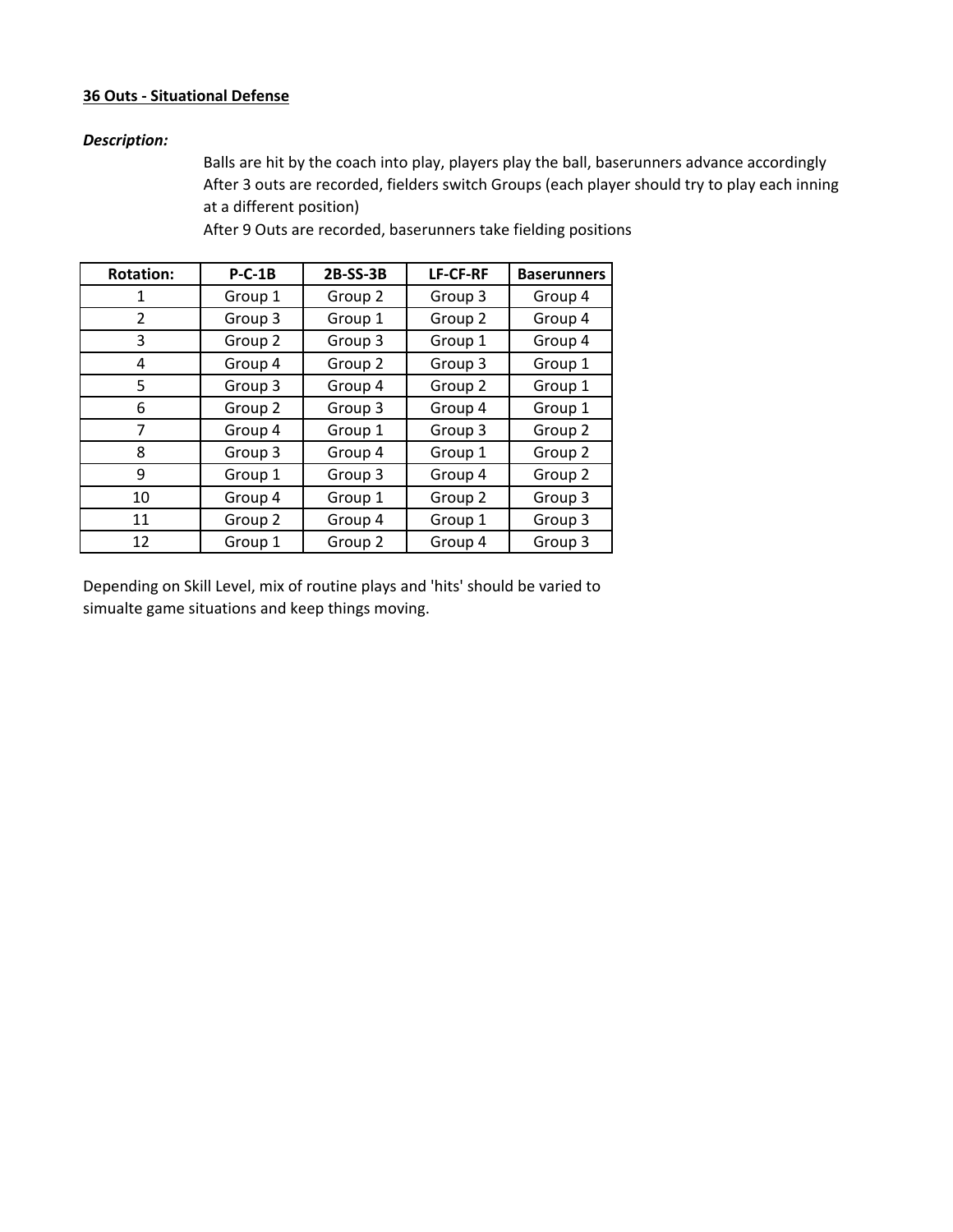**36 Outs - Situational Defense**

***Description:***

Balls are hit by the coach into play, players play the ball, baserunners advance accordingly
After 3 outs are recorded, fielders switch Groups (each player should try to play each inning at a different position)
After 9 Outs are recorded, baserunners take fielding positions

| Rotation: | P-C-1B | 2B-SS-3B | LF-CF-RF | Baserunners |
|---|---|---|---|---|
| 1 | Group 1 | Group 2 | Group 3 | Group 4 |
| 2 | Group 3 | Group 1 | Group 2 | Group 4 |
| 3 | Group 2 | Group 3 | Group 1 | Group 4 |
| 4 | Group 4 | Group 2 | Group 3 | Group 1 |
| 5 | Group 3 | Group 4 | Group 2 | Group 1 |
| 6 | Group 2 | Group 3 | Group 4 | Group 1 |
| 7 | Group 4 | Group 1 | Group 3 | Group 2 |
| 8 | Group 3 | Group 4 | Group 1 | Group 2 |
| 9 | Group 1 | Group 3 | Group 4 | Group 2 |
| 10 | Group 4 | Group 1 | Group 2 | Group 3 |
| 11 | Group 2 | Group 4 | Group 1 | Group 3 |
| 12 | Group 1 | Group 2 | Group 4 | Group 3 |

Depending on Skill Level, mix of routine plays and 'hits' should be varied to simualte game situations and keep things moving.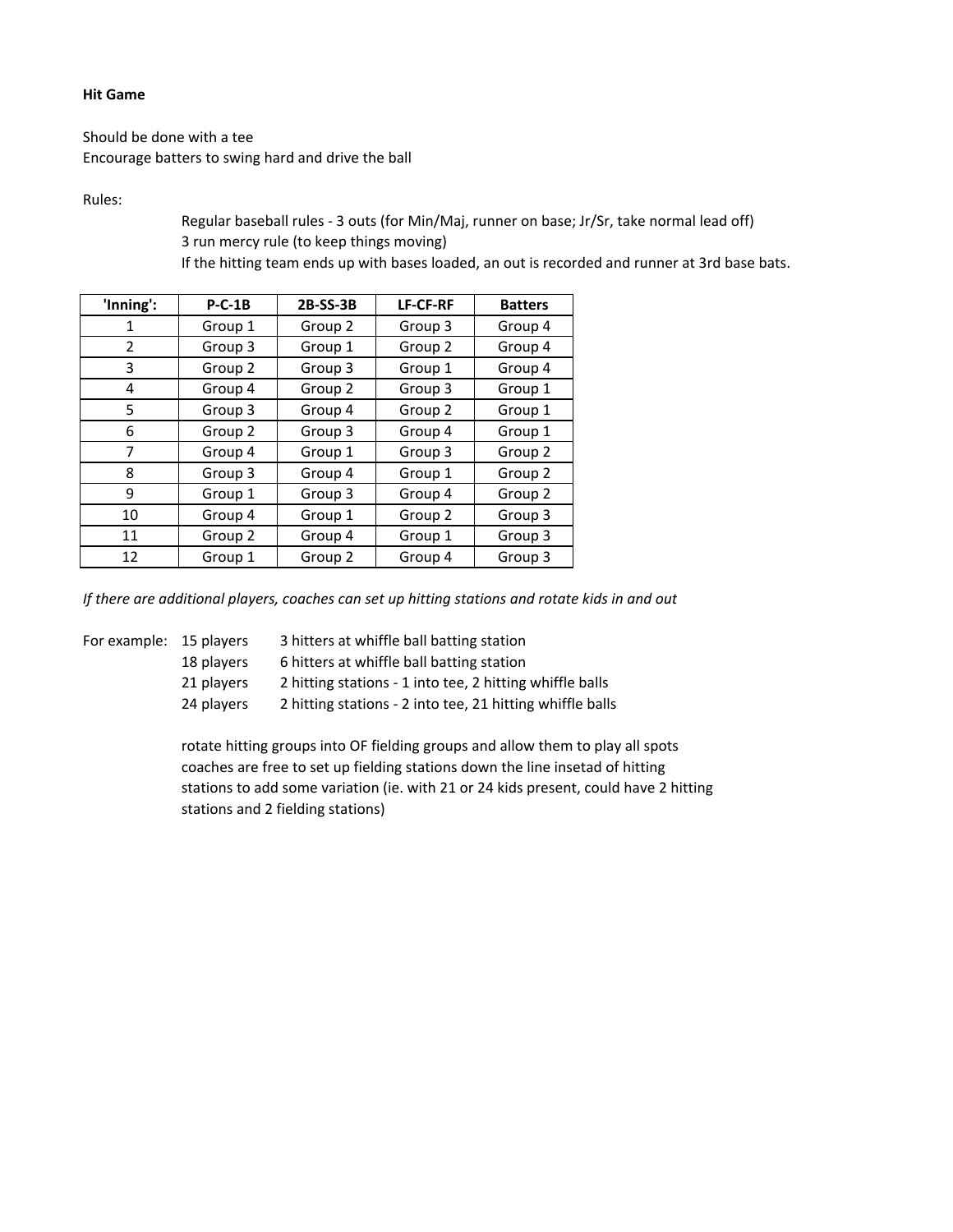**Hit Game**

Should be done with a tee
Encourage batters to swing hard and drive the ball

Rules:

- Regular baseball rules - 3 outs (for Min/Maj, runner on base; Jr/Sr, take normal lead off)
- 3 run mercy rule (to keep things moving)
- If the hitting team ends up with bases loaded, an out is recorded and runner at 3rd base bats.

| 'Inning': | P-C-1B | 2B-SS-3B | LF-CF-RF | Batters |
|---|---|---|---|---|
| 1 | Group 1 | Group 2 | Group 3 | Group 4 |
| 2 | Group 3 | Group 1 | Group 2 | Group 4 |
| 3 | Group 2 | Group 3 | Group 1 | Group 4 |
| 4 | Group 4 | Group 2 | Group 3 | Group 1 |
| 5 | Group 3 | Group 4 | Group 2 | Group 1 |
| 6 | Group 2 | Group 3 | Group 4 | Group 1 |
| 7 | Group 4 | Group 1 | Group 3 | Group 2 |
| 8 | Group 3 | Group 4 | Group 1 | Group 2 |
| 9 | Group 1 | Group 3 | Group 4 | Group 2 |
| 10 | Group 4 | Group 1 | Group 2 | Group 3 |
| 11 | Group 2 | Group 4 | Group 1 | Group 3 |
| 12 | Group 1 | Group 2 | Group 4 | Group 3 |

*If there are additional players, coaches can set up hitting stations and rotate kids in and out*

For example:

- 15 players — 3 hitters at whiffle ball batting station
- 18 players — 6 hitters at whiffle ball batting station
- 21 players — 2 hitting stations - 1 into tee, 2 hitting whiffle balls
- 24 players — 2 hitting stations - 2 into tee, 21 hitting whiffle balls

rotate hitting groups into OF fielding groups and allow them to play all spots
coaches are free to set up fielding stations down the line insetad of hitting stations to add some variation (ie. with 21 or 24 kids present, could have 2 hitting stations and 2 fielding stations)